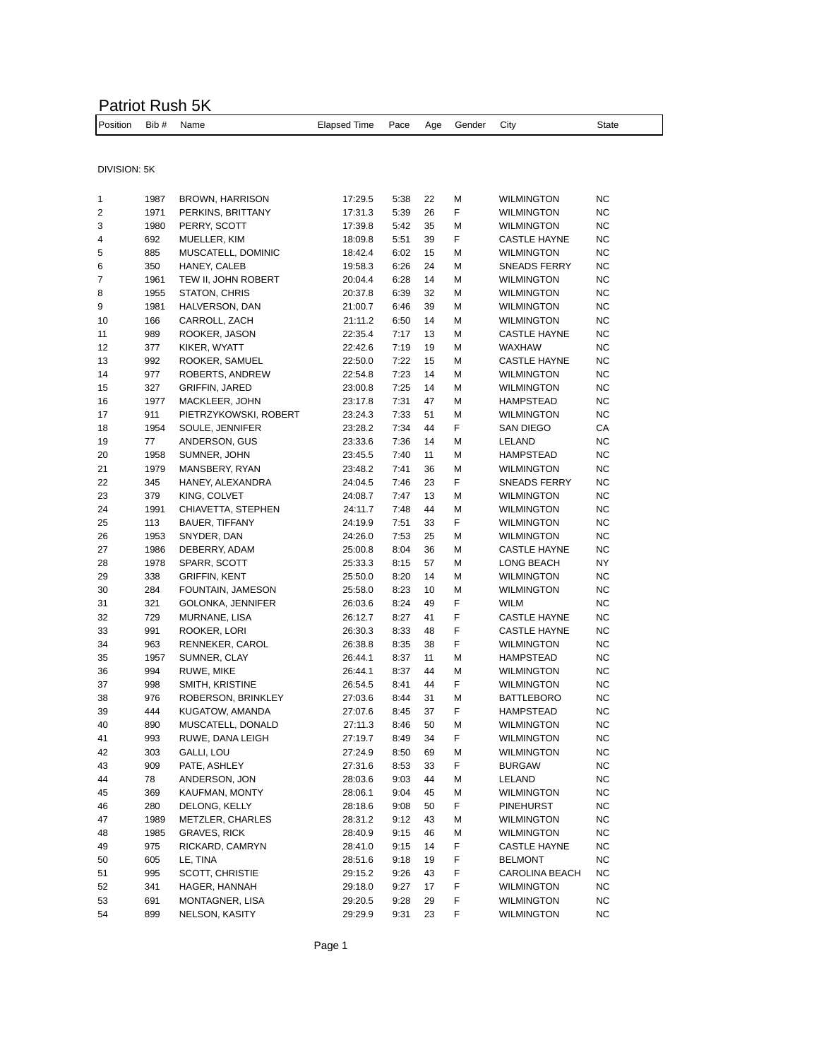# Patriot Rush 5K

DIVISION: 5K

| Position | Bib # | Name | Elapsed Time | Pace | Age | Gender | City | State |
|---|---|---|---|---|---|---|---|---|
| 1 | 1987 | BROWN, HARRISON | 17:29.5 | 5:38 | 22 | M | WILMINGTON | NC |
| 2 | 1971 | PERKINS, BRITTANY | 17:31.3 | 5:39 | 26 | F | WILMINGTON | NC |
| 3 | 1980 | PERRY, SCOTT | 17:39.8 | 5:42 | 35 | M | WILMINGTON | NC |
| 4 | 692 | MUELLER, KIM | 18:09.8 | 5:51 | 39 | F | CASTLE HAYNE | NC |
| 5 | 885 | MUSCATELL, DOMINIC | 18:42.4 | 6:02 | 15 | M | WILMINGTON | NC |
| 6 | 350 | HANEY, CALEB | 19:58.3 | 6:26 | 24 | M | SNEADS FERRY | NC |
| 7 | 1961 | TEW II, JOHN ROBERT | 20:04.4 | 6:28 | 14 | M | WILMINGTON | NC |
| 8 | 1955 | STATON, CHRIS | 20:37.8 | 6:39 | 32 | M | WILMINGTON | NC |
| 9 | 1981 | HALVERSON, DAN | 21:00.7 | 6:46 | 39 | M | WILMINGTON | NC |
| 10 | 166 | CARROLL, ZACH | 21:11.2 | 6:50 | 14 | M | WILMINGTON | NC |
| 11 | 989 | ROOKER, JASON | 22:35.4 | 7:17 | 13 | M | CASTLE HAYNE | NC |
| 12 | 377 | KIKER, WYATT | 22:42.6 | 7:19 | 19 | M | WAXHAW | NC |
| 13 | 992 | ROOKER, SAMUEL | 22:50.0 | 7:22 | 15 | M | CASTLE HAYNE | NC |
| 14 | 977 | ROBERTS, ANDREW | 22:54.8 | 7:23 | 14 | M | WILMINGTON | NC |
| 15 | 327 | GRIFFIN, JARED | 23:00.8 | 7:25 | 14 | M | WILMINGTON | NC |
| 16 | 1977 | MACKLEER, JOHN | 23:17.8 | 7:31 | 47 | M | HAMPSTEAD | NC |
| 17 | 911 | PIETRZYKOWSKI, ROBERT | 23:24.3 | 7:33 | 51 | M | WILMINGTON | NC |
| 18 | 1954 | SOULE, JENNIFER | 23:28.2 | 7:34 | 44 | F | SAN DIEGO | CA |
| 19 | 77 | ANDERSON, GUS | 23:33.6 | 7:36 | 14 | M | LELAND | NC |
| 20 | 1958 | SUMNER, JOHN | 23:45.5 | 7:40 | 11 | M | HAMPSTEAD | NC |
| 21 | 1979 | MANSBERY, RYAN | 23:48.2 | 7:41 | 36 | M | WILMINGTON | NC |
| 22 | 345 | HANEY, ALEXANDRA | 24:04.5 | 7:46 | 23 | F | SNEADS FERRY | NC |
| 23 | 379 | KING, COLVET | 24:08.7 | 7:47 | 13 | M | WILMINGTON | NC |
| 24 | 1991 | CHIAVETTA, STEPHEN | 24:11.7 | 7:48 | 44 | M | WILMINGTON | NC |
| 25 | 113 | BAUER, TIFFANY | 24:19.9 | 7:51 | 33 | F | WILMINGTON | NC |
| 26 | 1953 | SNYDER, DAN | 24:26.0 | 7:53 | 25 | M | WILMINGTON | NC |
| 27 | 1986 | DEBERRY, ADAM | 25:00.8 | 8:04 | 36 | M | CASTLE HAYNE | NC |
| 28 | 1978 | SPARR, SCOTT | 25:33.3 | 8:15 | 57 | M | LONG BEACH | NY |
| 29 | 338 | GRIFFIN, KENT | 25:50.0 | 8:20 | 14 | M | WILMINGTON | NC |
| 30 | 284 | FOUNTAIN, JAMESON | 25:58.0 | 8:23 | 10 | M | WILMINGTON | NC |
| 31 | 321 | GOLONKA, JENNIFER | 26:03.6 | 8:24 | 49 | F | WILM | NC |
| 32 | 729 | MURNANE, LISA | 26:12.7 | 8:27 | 41 | F | CASTLE HAYNE | NC |
| 33 | 991 | ROOKER, LORI | 26:30.3 | 8:33 | 48 | F | CASTLE HAYNE | NC |
| 34 | 963 | RENNEKER, CAROL | 26:38.8 | 8:35 | 38 | F | WILMINGTON | NC |
| 35 | 1957 | SUMNER, CLAY | 26:44.1 | 8:37 | 11 | M | HAMPSTEAD | NC |
| 36 | 994 | RUWE, MIKE | 26:44.1 | 8:37 | 44 | M | WILMINGTON | NC |
| 37 | 998 | SMITH, KRISTINE | 26:54.5 | 8:41 | 44 | F | WILMINGTON | NC |
| 38 | 976 | ROBERSON, BRINKLEY | 27:03.6 | 8:44 | 31 | M | BATTLEBORO | NC |
| 39 | 444 | KUGATOW, AMANDA | 27:07.6 | 8:45 | 37 | F | HAMPSTEAD | NC |
| 40 | 890 | MUSCATELL, DONALD | 27:11.3 | 8:46 | 50 | M | WILMINGTON | NC |
| 41 | 993 | RUWE, DANA LEIGH | 27:19.7 | 8:49 | 34 | F | WILMINGTON | NC |
| 42 | 303 | GALLI, LOU | 27:24.9 | 8:50 | 69 | M | WILMINGTON | NC |
| 43 | 909 | PATE, ASHLEY | 27:31.6 | 8:53 | 33 | F | BURGAW | NC |
| 44 | 78 | ANDERSON, JON | 28:03.6 | 9:03 | 44 | M | LELAND | NC |
| 45 | 369 | KAUFMAN, MONTY | 28:06.1 | 9:04 | 45 | M | WILMINGTON | NC |
| 46 | 280 | DELONG, KELLY | 28:18.6 | 9:08 | 50 | F | PINEHURST | NC |
| 47 | 1989 | METZLER, CHARLES | 28:31.2 | 9:12 | 43 | M | WILMINGTON | NC |
| 48 | 1985 | GRAVES, RICK | 28:40.9 | 9:15 | 46 | M | WILMINGTON | NC |
| 49 | 975 | RICKARD, CAMRYN | 28:41.0 | 9:15 | 14 | F | CASTLE HAYNE | NC |
| 50 | 605 | LE, TINA | 28:51.6 | 9:18 | 19 | F | BELMONT | NC |
| 51 | 995 | SCOTT, CHRISTIE | 29:15.2 | 9:26 | 43 | F | CAROLINA BEACH | NC |
| 52 | 341 | HAGER, HANNAH | 29:18.0 | 9:27 | 17 | F | WILMINGTON | NC |
| 53 | 691 | MONTAGNER, LISA | 29:20.5 | 9:28 | 29 | F | WILMINGTON | NC |
| 54 | 899 | NELSON, KASITY | 29:29.9 | 9:31 | 23 | F | WILMINGTON | NC |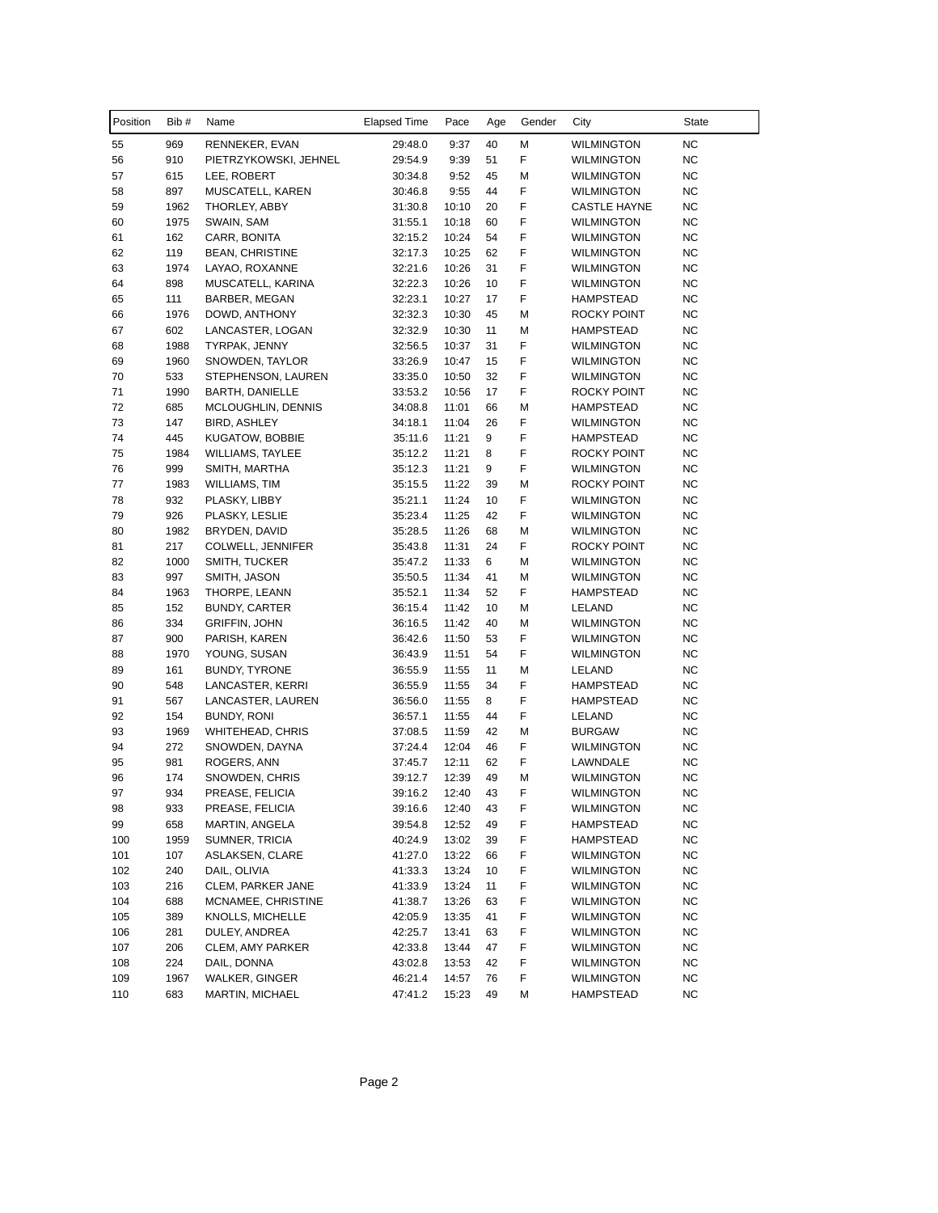| Position | Bib # | Name | Elapsed Time | Pace | Age | Gender | City | State |
|---|---|---|---|---|---|---|---|---|
| 55 | 969 | RENNEKER, EVAN | 29:48.0 | 9:37 | 40 | M | WILMINGTON | NC |
| 56 | 910 | PIETRZYKOWSKI, JEHNEL | 29:54.9 | 9:39 | 51 | F | WILMINGTON | NC |
| 57 | 615 | LEE, ROBERT | 30:34.8 | 9:52 | 45 | M | WILMINGTON | NC |
| 58 | 897 | MUSCATELL, KAREN | 30:46.8 | 9:55 | 44 | F | WILMINGTON | NC |
| 59 | 1962 | THORLEY, ABBY | 31:30.8 | 10:10 | 20 | F | CASTLE HAYNE | NC |
| 60 | 1975 | SWAIN, SAM | 31:55.1 | 10:18 | 60 | F | WILMINGTON | NC |
| 61 | 162 | CARR, BONITA | 32:15.2 | 10:24 | 54 | F | WILMINGTON | NC |
| 62 | 119 | BEAN, CHRISTINE | 32:17.3 | 10:25 | 62 | F | WILMINGTON | NC |
| 63 | 1974 | LAYAO, ROXANNE | 32:21.6 | 10:26 | 31 | F | WILMINGTON | NC |
| 64 | 898 | MUSCATELL, KARINA | 32:22.3 | 10:26 | 10 | F | WILMINGTON | NC |
| 65 | 111 | BARBER, MEGAN | 32:23.1 | 10:27 | 17 | F | HAMPSTEAD | NC |
| 66 | 1976 | DOWD, ANTHONY | 32:32.3 | 10:30 | 45 | M | ROCKY POINT | NC |
| 67 | 602 | LANCASTER, LOGAN | 32:32.9 | 10:30 | 11 | M | HAMPSTEAD | NC |
| 68 | 1988 | TYRPAK, JENNY | 32:56.5 | 10:37 | 31 | F | WILMINGTON | NC |
| 69 | 1960 | SNOWDEN, TAYLOR | 33:26.9 | 10:47 | 15 | F | WILMINGTON | NC |
| 70 | 533 | STEPHENSON, LAUREN | 33:35.0 | 10:50 | 32 | F | WILMINGTON | NC |
| 71 | 1990 | BARTH, DANIELLE | 33:53.2 | 10:56 | 17 | F | ROCKY POINT | NC |
| 72 | 685 | MCLOUGHLIN, DENNIS | 34:08.8 | 11:01 | 66 | M | HAMPSTEAD | NC |
| 73 | 147 | BIRD, ASHLEY | 34:18.1 | 11:04 | 26 | F | WILMINGTON | NC |
| 74 | 445 | KUGATOW, BOBBIE | 35:11.6 | 11:21 | 9 | F | HAMPSTEAD | NC |
| 75 | 1984 | WILLIAMS, TAYLEE | 35:12.2 | 11:21 | 8 | F | ROCKY POINT | NC |
| 76 | 999 | SMITH, MARTHA | 35:12.3 | 11:21 | 9 | F | WILMINGTON | NC |
| 77 | 1983 | WILLIAMS, TIM | 35:15.5 | 11:22 | 39 | M | ROCKY POINT | NC |
| 78 | 932 | PLASKY, LIBBY | 35:21.1 | 11:24 | 10 | F | WILMINGTON | NC |
| 79 | 926 | PLASKY, LESLIE | 35:23.4 | 11:25 | 42 | F | WILMINGTON | NC |
| 80 | 1982 | BRYDEN, DAVID | 35:28.5 | 11:26 | 68 | M | WILMINGTON | NC |
| 81 | 217 | COLWELL, JENNIFER | 35:43.8 | 11:31 | 24 | F | ROCKY POINT | NC |
| 82 | 1000 | SMITH, TUCKER | 35:47.2 | 11:33 | 6 | M | WILMINGTON | NC |
| 83 | 997 | SMITH, JASON | 35:50.5 | 11:34 | 41 | M | WILMINGTON | NC |
| 84 | 1963 | THORPE, LEANN | 35:52.1 | 11:34 | 52 | F | HAMPSTEAD | NC |
| 85 | 152 | BUNDY, CARTER | 36:15.4 | 11:42 | 10 | M | LELAND | NC |
| 86 | 334 | GRIFFIN, JOHN | 36:16.5 | 11:42 | 40 | M | WILMINGTON | NC |
| 87 | 900 | PARISH, KAREN | 36:42.6 | 11:50 | 53 | F | WILMINGTON | NC |
| 88 | 1970 | YOUNG, SUSAN | 36:43.9 | 11:51 | 54 | F | WILMINGTON | NC |
| 89 | 161 | BUNDY, TYRONE | 36:55.9 | 11:55 | 11 | M | LELAND | NC |
| 90 | 548 | LANCASTER, KERRI | 36:55.9 | 11:55 | 34 | F | HAMPSTEAD | NC |
| 91 | 567 | LANCASTER, LAUREN | 36:56.0 | 11:55 | 8 | F | HAMPSTEAD | NC |
| 92 | 154 | BUNDY, RONI | 36:57.1 | 11:55 | 44 | F | LELAND | NC |
| 93 | 1969 | WHITEHEAD, CHRIS | 37:08.5 | 11:59 | 42 | M | BURGAW | NC |
| 94 | 272 | SNOWDEN, DAYNA | 37:24.4 | 12:04 | 46 | F | WILMINGTON | NC |
| 95 | 981 | ROGERS, ANN | 37:45.7 | 12:11 | 62 | F | LAWNDALE | NC |
| 96 | 174 | SNOWDEN, CHRIS | 39:12.7 | 12:39 | 49 | M | WILMINGTON | NC |
| 97 | 934 | PREASE, FELICIA | 39:16.2 | 12:40 | 43 | F | WILMINGTON | NC |
| 98 | 933 | PREASE, FELICIA | 39:16.6 | 12:40 | 43 | F | WILMINGTON | NC |
| 99 | 658 | MARTIN, ANGELA | 39:54.8 | 12:52 | 49 | F | HAMPSTEAD | NC |
| 100 | 1959 | SUMNER, TRICIA | 40:24.9 | 13:02 | 39 | F | HAMPSTEAD | NC |
| 101 | 107 | ASLAKSEN, CLARE | 41:27.0 | 13:22 | 66 | F | WILMINGTON | NC |
| 102 | 240 | DAIL, OLIVIA | 41:33.3 | 13:24 | 10 | F | WILMINGTON | NC |
| 103 | 216 | CLEM, PARKER JANE | 41:33.9 | 13:24 | 11 | F | WILMINGTON | NC |
| 104 | 688 | MCNAMEE, CHRISTINE | 41:38.7 | 13:26 | 63 | F | WILMINGTON | NC |
| 105 | 389 | KNOLLS, MICHELLE | 42:05.9 | 13:35 | 41 | F | WILMINGTON | NC |
| 106 | 281 | DULEY, ANDREA | 42:25.7 | 13:41 | 63 | F | WILMINGTON | NC |
| 107 | 206 | CLEM, AMY PARKER | 42:33.8 | 13:44 | 47 | F | WILMINGTON | NC |
| 108 | 224 | DAIL, DONNA | 43:02.8 | 13:53 | 42 | F | WILMINGTON | NC |
| 109 | 1967 | WALKER, GINGER | 46:21.4 | 14:57 | 76 | F | WILMINGTON | NC |
| 110 | 683 | MARTIN, MICHAEL | 47:41.2 | 15:23 | 49 | M | HAMPSTEAD | NC |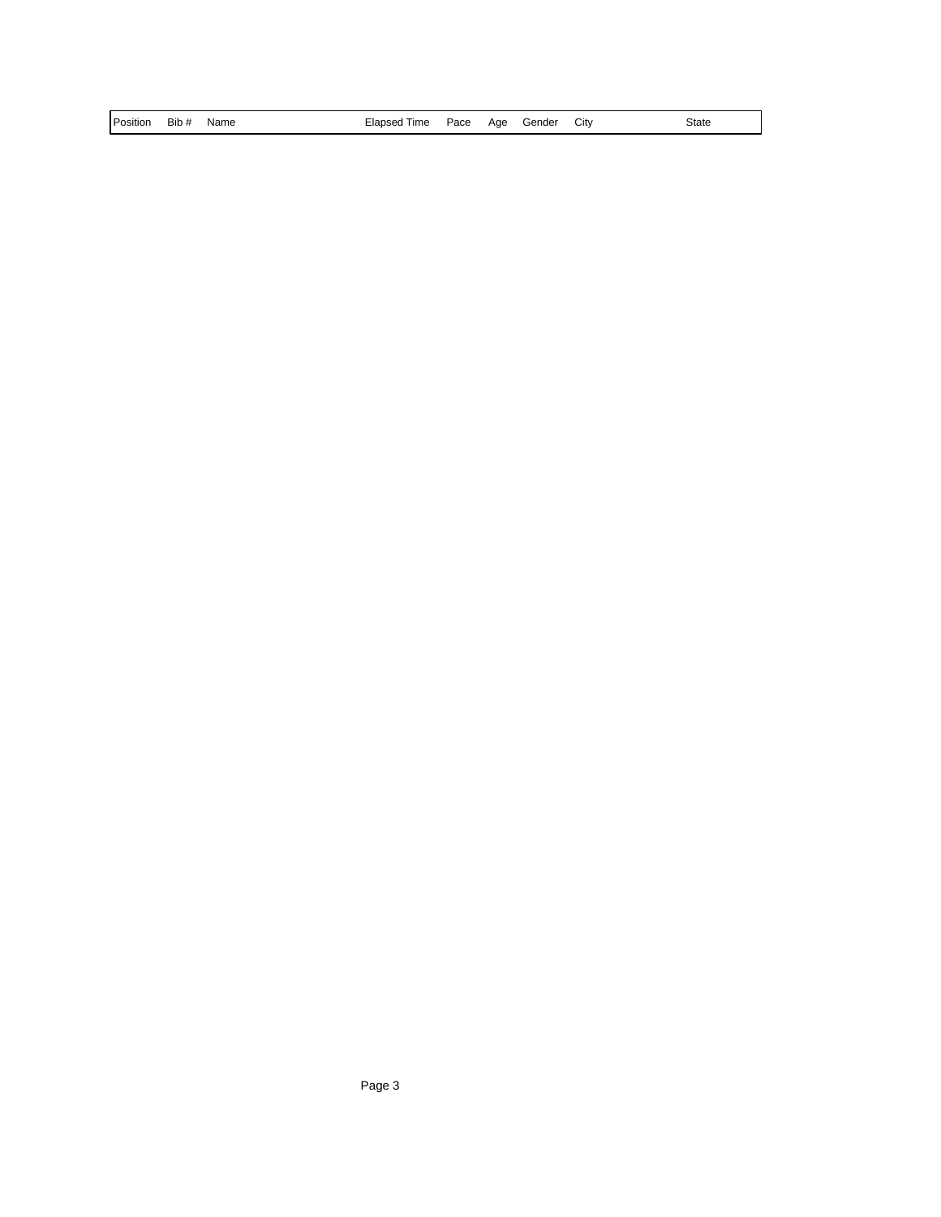| Position | Bib # | Name | Elapsed Time | Pace | Age | Gender | City | State |
|---|---|---|---|---|---|---|---|---|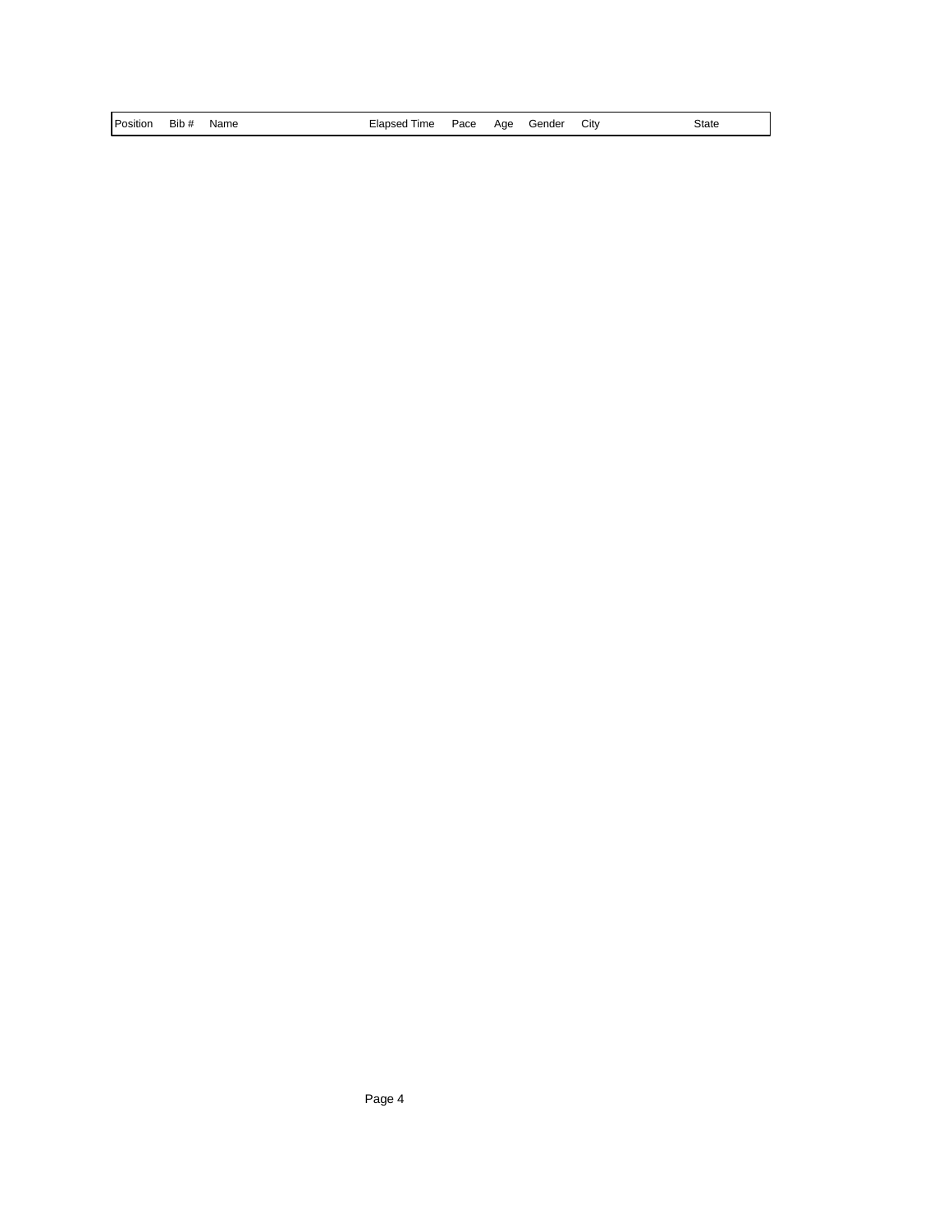| Position | Bib # | Name | Elapsed Time | Pace | Age | Gender | City | State |
|---|---|---|---|---|---|---|---|---|